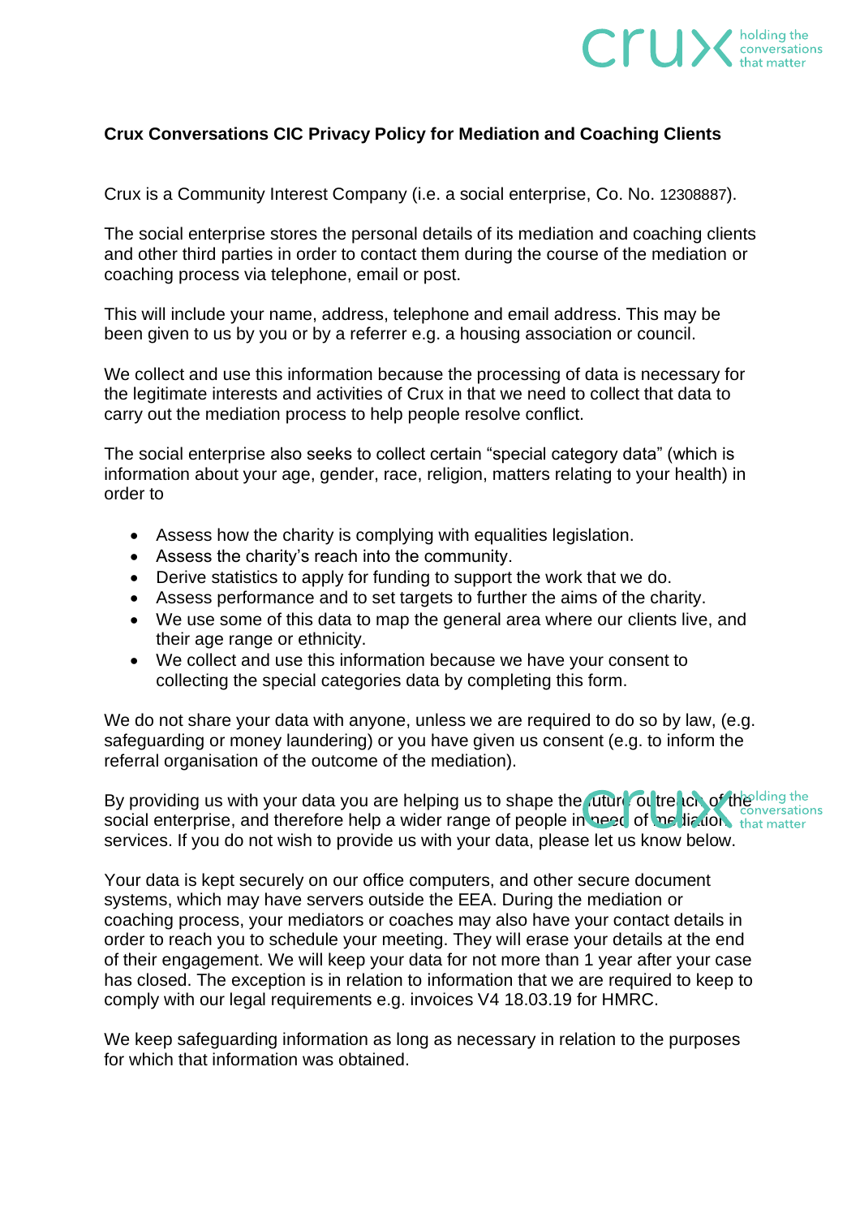**Crux Conversations CIC Privacy Policy for Mediation and Coaching Clients**

Crux is a Community Interest Company (i.e. a social enterprise, Co. No. 12308887).

The social enterprise stores the personal details of its mediation and coaching clients and other third parties in order to contact them during the course of the mediation or coaching process via telephone, email or post.

This will include your name, address, telephone and email address. This may be been given to us by you or by a referrer e.g. a housing association or council.

We collect and use this information because the processing of data is necessary for the legitimate interests and activities of Crux in that we need to collect that data to carry out the mediation process to help people resolve conflict.

The social enterprise also seeks to collect certain "special category data" (which is information about your age, gender, race, religion, matters relating to your health) in order to

- Assess how the charity is complying with equalities legislation.
- Assess the charity's reach into the community.
- Derive statistics to apply for funding to support the work that we do.
- Assess performance and to set targets to further the aims of the charity.
- We use some of this data to map the general area where our clients live, and their age range or ethnicity.
- We collect and use this information because we have your consent to collecting the special categories data by completing this form.

We do not share your data with anyone, unless we are required to do so by law, (e.g. safeguarding or money laundering) or you have given us consent (e.g. to inform the referral organisation of the outcome of the mediation).

By providing us with your data you are helping us to shape the future outreach of the social enterprise, and therefore help a wider range of people in need of mediation services. If you do not wish to provide us with your data, please let us know below.

Your data is kept securely on our office computers, and other secure document systems, which may have servers outside the EEA. During the mediation or coaching process, your mediators or coaches may also have your contact details in order to reach you to schedule your meeting. They will erase your details at the end of their engagement. We will keep your data for not more than 1 year after your case has closed. The exception is in relation to information that we are required to keep to comply with our legal requirements e.g. invoices V4 18.03.19 for HMRC.

We keep safeguarding information as long as necessary in relation to the purposes for which that information was obtained.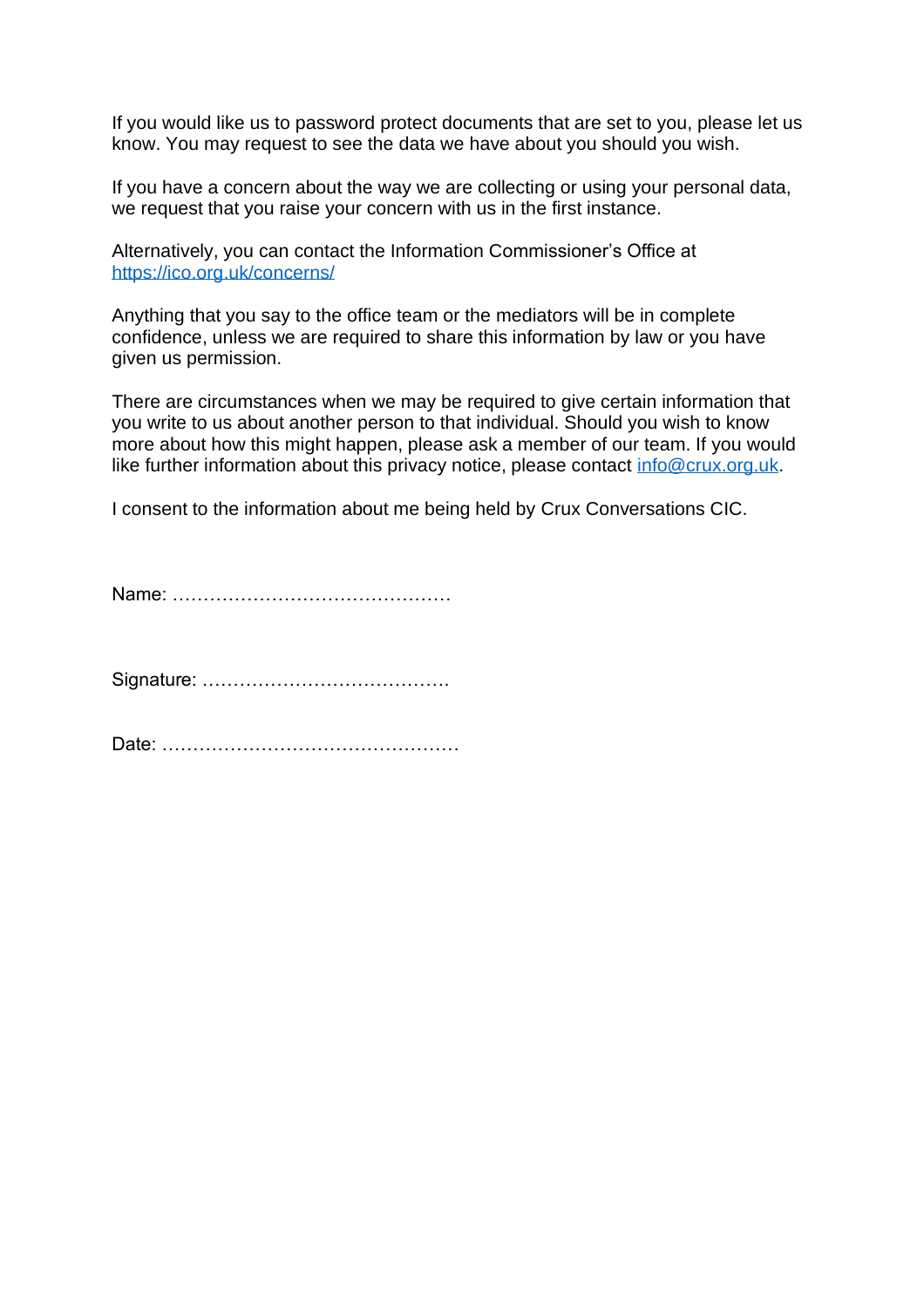If you would like us to password protect documents that are set to you, please let us know. You may request to see the data we have about you should you wish.

If you have a concern about the way we are collecting or using your personal data, we request that you raise your concern with us in the first instance.

Alternatively, you can contact the Information Commissioner's Office at https://ico.org.uk/concerns/

Anything that you say to the office team or the mediators will be in complete confidence, unless we are required to share this information by law or you have given us permission.

There are circumstances when we may be required to give certain information that you write to us about another person to that individual. Should you wish to know more about how this might happen, please ask a member of our team. If you would like further information about this privacy notice, please contact info@crux.org.uk.

I consent to the information about me being held by Crux Conversations CIC.

Name: ………………………………………

Signature: ………………………………….

Date: …………………………………………